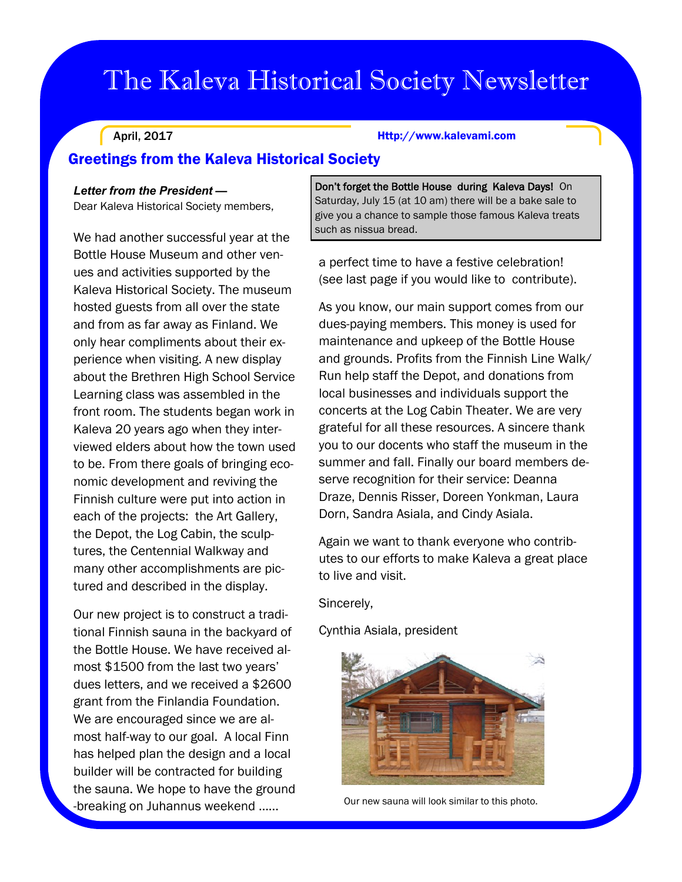# The Kaleva Historical Society Newsletter

April, 2017

Http://www.kalevami.com

## Greetings from the Kaleva Historical Society

***Letter from the President —***

Dear Kaleva Historical Society members,

We had another successful year at the Bottle House Museum and other venues and activities supported by the Kaleva Historical Society. The museum hosted guests from all over the state and from as far away as Finland. We only hear compliments about their experience when visiting. A new display about the Brethren High School Service Learning class was assembled in the front room. The students began work in Kaleva 20 years ago when they interviewed elders about how the town used to be. From there goals of bringing economic development and reviving the Finnish culture were put into action in each of the projects: the Art Gallery, the Depot, the Log Cabin, the sculptures, the Centennial Walkway and many other accomplishments are pictured and described in the display.

Our new project is to construct a traditional Finnish sauna in the backyard of the Bottle House. We have received almost $1500 from the last two years' dues letters, and we received a $2600 grant from the Finlandia Foundation. We are encouraged since we are almost half-way to our goal. A local Finn has helped plan the design and a local builder will be contracted for building the sauna. We hope to have the ground-breaking on Juhannus weekend ...... a perfect time to have a festive celebration! (see last page if you would like to contribute).

As you know, our main support comes from our dues-paying members. This money is used for maintenance and upkeep of the Bottle House and grounds. Profits from the Finnish Line Walk/Run help staff the Depot, and donations from local businesses and individuals support the concerts at the Log Cabin Theater. We are very grateful for all these resources. A sincere thank you to our docents who staff the museum in the summer and fall. Finally our board members deserve recognition for their service: Deanna Draze, Dennis Risser, Doreen Yonkman, Laura Dorn, Sandra Asiala, and Cindy Asiala.

Again we want to thank everyone who contributes to our efforts to make Kaleva a great place to live and visit.

Sincerely,

Cynthia Asiala, president

Our new sauna will look similar to this photo.

> **Don't forget the Bottle House during Kaleva Days!** On Saturday, July 15 (at 10 am) there will be a bake sale to give you a chance to sample those famous Kaleva treats such as nissua bread.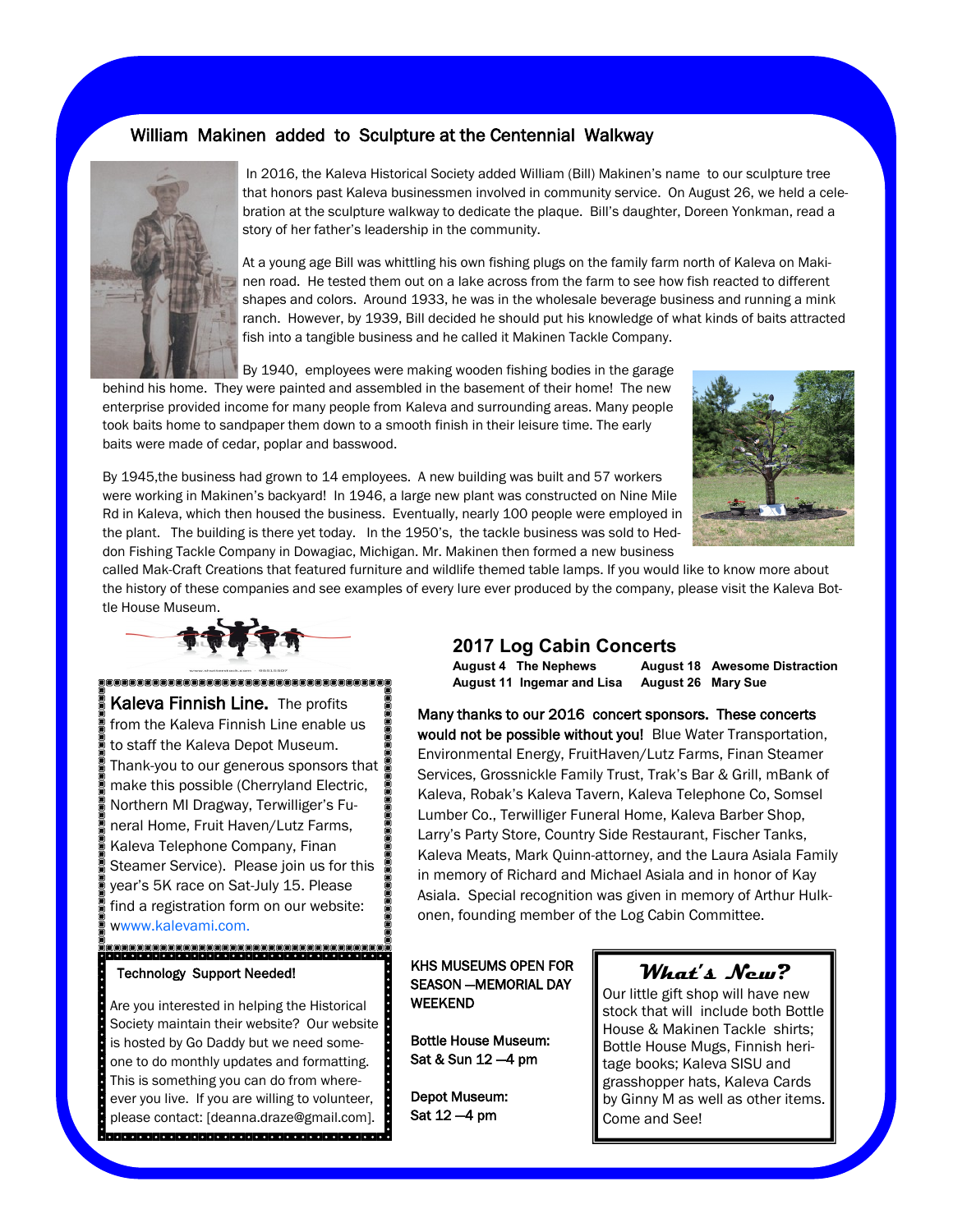## William Makinen added to Sculpture at the Centennial Walkway

In 2016, the Kaleva Historical Society added William (Bill) Makinen's name to our sculpture tree that honors past Kaleva businessmen involved in community service. On August 26, we held a celebration at the sculpture walkway to dedicate the plaque. Bill's daughter, Doreen Yonkman, read a story of her father's leadership in the community.

At a young age Bill was whittling his own fishing plugs on the family farm north of Kaleva on Makinen road. He tested them out on a lake across from the farm to see how fish reacted to different shapes and colors. Around 1933, he was in the wholesale beverage business and running a mink ranch. However, by 1939, Bill decided he should put his knowledge of what kinds of baits attracted fish into a tangible business and he called it Makinen Tackle Company.

By 1940, employees were making wooden fishing bodies in the garage behind his home. They were painted and assembled in the basement of their home! The new enterprise provided income for many people from Kaleva and surrounding areas. Many people took baits home to sandpaper them down to a smooth finish in their leisure time. The early baits were made of cedar, poplar and basswood.

By 1945,the business had grown to 14 employees. A new building was built and 57 workers were working in Makinen's backyard! In 1946, a large new plant was constructed on Nine Mile Rd in Kaleva, which then housed the business. Eventually, nearly 100 people were employed in the plant. The building is there yet today. In the 1950's, the tackle business was sold to Heddon Fishing Tackle Company in Dowagiac, Michigan. Mr. Makinen then formed a new business called Mak-Craft Creations that featured furniture and wildlife themed table lamps. If you would like to know more about the history of these companies and see examples of every lure ever produced by the company, please visit the Kaleva Bottle House Museum.

**Kaleva Finnish Line.** The profits from the Kaleva Finnish Line enable us to staff the Kaleva Depot Museum. Thank-you to our generous sponsors that make this possible (Cherryland Electric, Northern MI Dragway, Terwilliger's Funeral Home, Fruit Haven/Lutz Farms, Kaleva Telephone Company, Finan Steamer Service). Please join us for this year's 5K race on Sat-July 15. Please find a registration form on our website: wwww.kalevami.com.

**Technology Support Needed!**

Are you interested in helping the Historical Society maintain their website? Our website is hosted by Go Daddy but we need someone to do monthly updates and formatting. This is something you can do from wherever you live. If you are willing to volunteer, please contact: [deanna.draze@gmail.com].

## 2017 Log Cabin Concerts

**August 4 The Nephews**
**August 11 Ingemar and Lisa**
**August 18 Awesome Distraction**
**August 26 Mary Sue**

**Many thanks to our 2016 concert sponsors. These concerts would not be possible without you!** Blue Water Transportation, Environmental Energy, FruitHaven/Lutz Farms, Finan Steamer Services, Grossnickle Family Trust, Trak's Bar & Grill, mBank of Kaleva, Robak's Kaleva Tavern, Kaleva Telephone Co, Somsel Lumber Co., Terwilliger Funeral Home, Kaleva Barber Shop, Larry's Party Store, Country Side Restaurant, Fischer Tanks, Kaleva Meats, Mark Quinn-attorney, and the Laura Asiala Family in memory of Richard and Michael Asiala and in honor of Kay Asiala. Special recognition was given in memory of Arthur Hulkonen, founding member of the Log Cabin Committee.

**KHS MUSEUMS OPEN FOR SEASON —MEMORIAL DAY WEEKEND**

**Bottle House Museum:**
**Sat & Sun 12 —4 pm**

**Depot Museum:**
**Sat 12 —4 pm**

### *What's New?*

Our little gift shop will have new stock that will include both Bottle House & Makinen Tackle shirts; Bottle House Mugs, Finnish heritage books; Kaleva SISU and grasshopper hats, Kaleva Cards by Ginny M as well as other items. Come and See!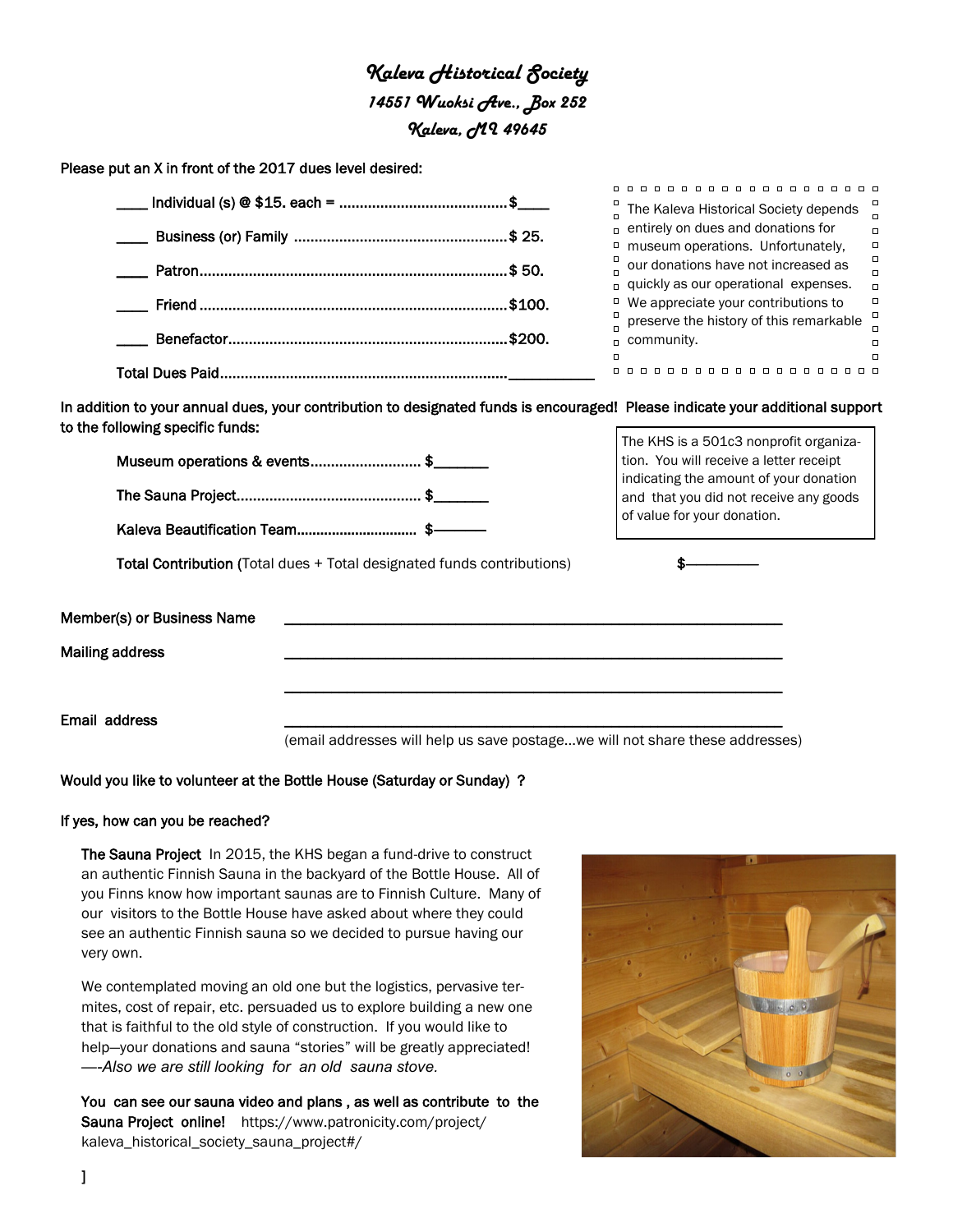# *Kaleva Historical Society*

### *14551 Wuoksi Ave., Box 252*

### *Kaleva, MI 49645*

**Please put an X in front of the 2017 dues level desired:**

____ Individual (s) @ $15. each = .........................................$____

____ Business (or) Family ....................................................$ 25.

____ Patron..........................................................................$ 50.

____ Friend ..........................................................................$100.

____ Benefactor....................................................................$200.

Total Dues Paid......................................................................__________

> The Kaleva Historical Society depends entirely on dues and donations for museum operations. Unfortunately, our donations have not increased as quickly as our operational expenses. We appreciate your contributions to preserve the history of this remarkable community.

**In addition to your annual dues, your contribution to designated funds is encouraged! Please indicate your additional support to the following specific funds:**

Museum operations & events........................... $_______

The Sauna Project............................................ $_______

Kaleva Beautification Team.............................. $_______

**Total Contribution** (Total dues + Total designated funds contributions) $_________

> The KHS is a 501c3 nonprofit organization. You will receive a letter receipt indicating the amount of your donation and that you did not receive any goods of value for your donation.

Member(s) or Business Name ____________________________________________________________

Mailing address ____________________________________________________________

____________________________________________________________

Email address ____________________________________________________________

(email addresses will help us save postage…we will not share these addresses)

**Would you like to volunteer at the Bottle House (Saturday or Sunday) ?**

**If yes, how can you be reached?**

**The Sauna Project** In 2015, the KHS began a fund-drive to construct an authentic Finnish Sauna in the backyard of the Bottle House. All of you Finns know how important saunas are to Finnish Culture. Many of our visitors to the Bottle House have asked about where they could see an authentic Finnish sauna so we decided to pursue having our very own.

We contemplated moving an old one but the logistics, pervasive termites, cost of repair, etc. persuaded us to explore building a new one that is faithful to the old style of construction. If you would like to help—your donations and sauna "stories" will be greatly appreciated! —-*Also we are still looking for an old sauna stove.*

**You can see our sauna video and plans , as well as contribute to the Sauna Project online!** https://www.patronicity.com/project/kaleva_historical_society_sauna_project#/

]